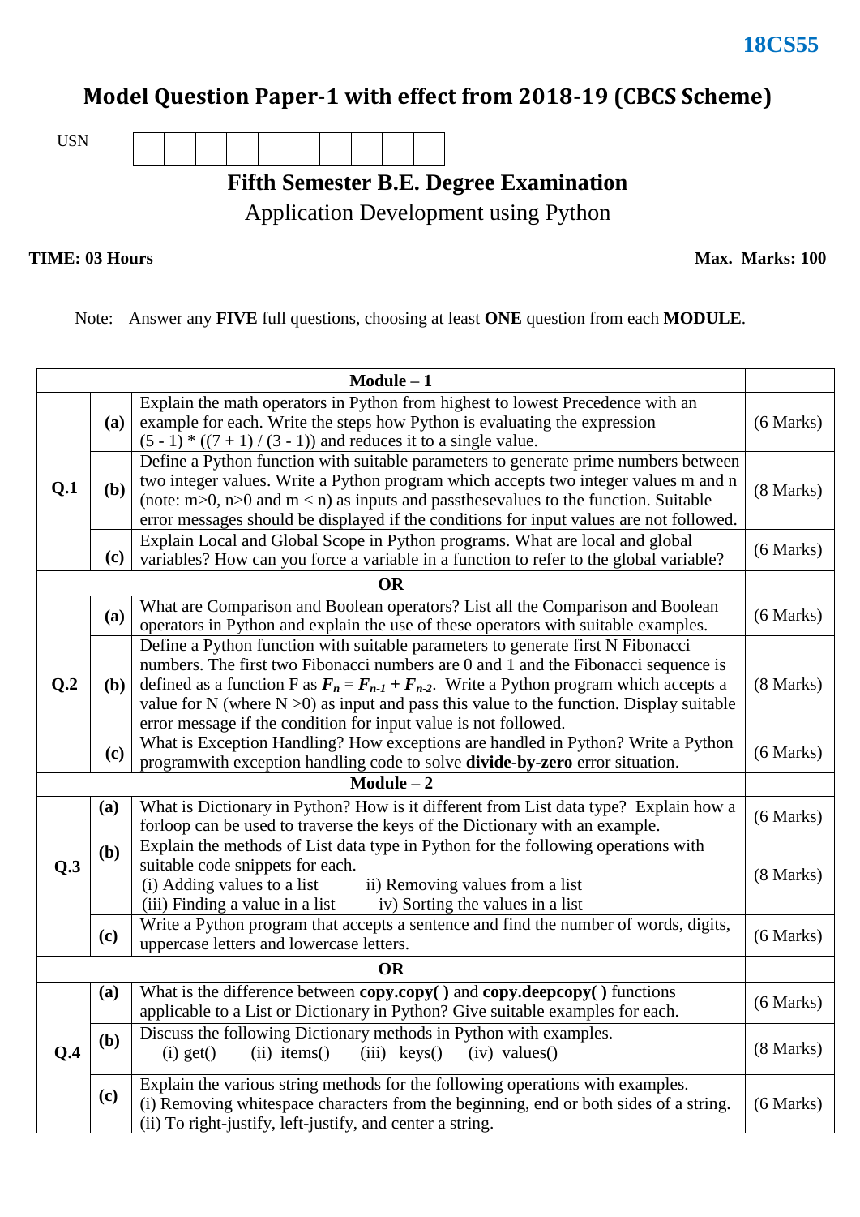**18CS55**

# Model Question Paper-1 with effect from 2018-19 (CBCS Scheme)

USN | | | | | | | | | | |

## Fifth Semester B.E. Degree Examination

### Application Development using Python

**TIME: 03 Hours** **Max. Marks: 100**

Note: Answer any **FIVE** full questions, choosing at least **ONE** question from each **MODULE**.

| | | **Module – 1** | |
|---|---|---|---|
| **Q.1** | **(a)** | Explain the math operators in Python from highest to lowest Precedence with an example for each. Write the steps how Python is evaluating the expression (5 - 1) * ((7 + 1) / (3 - 1)) and reduces it to a single value. | (6 Marks) |
| | **(b)** | Define a Python function with suitable parameters to generate prime numbers between two integer values. Write a Python program which accepts two integer values m and n (note: m>0, n>0 and m < n) as inputs and passthesevalues to the function. Suitable error messages should be displayed if the conditions for input values are not followed. | (8 Marks) |
| | **(c)** | Explain Local and Global Scope in Python programs. What are local and global variables? How can you force a variable in a function to refer to the global variable? | (6 Marks) |
| | | **OR** | |
| **Q.2** | **(a)** | What are Comparison and Boolean operators? List all the Comparison and Boolean operators in Python and explain the use of these operators with suitable examples. | (6 Marks) |
| | **(b)** | Define a Python function with suitable parameters to generate first N Fibonacci numbers. The first two Fibonacci numbers are 0 and 1 and the Fibonacci sequence is defined as a function F as $F_n = F_{n-1} + F_{n-2}$. Write a Python program which accepts a value for N (where N >0) as input and pass this value to the function. Display suitable error message if the condition for input value is not followed. | (8 Marks) |
| | **(c)** | What is Exception Handling? How exceptions are handled in Python? Write a Python programwith exception handling code to solve **divide-by-zero** error situation. | (6 Marks) |
| | | **Module – 2** | |
| **Q.3** | **(a)** | What is Dictionary in Python? How is it different from List data type? Explain how a forloop can be used to traverse the keys of the Dictionary with an example. | (6 Marks) |
| | **(b)** | Explain the methods of List data type in Python for the following operations with suitable code snippets for each.<br>(i) Adding values to a list ii) Removing values from a list<br>(iii) Finding a value in a list iv) Sorting the values in a list | (8 Marks) |
| | **(c)** | Write a Python program that accepts a sentence and find the number of words, digits, uppercase letters and lowercase letters. | (6 Marks) |
| | | **OR** | |
| **Q.4** | **(a)** | What is the difference between **copy.copy( )** and **copy.deepcopy( )** functions applicable to a List or Dictionary in Python? Give suitable examples for each. | (6 Marks) |
| | **(b)** | Discuss the following Dictionary methods in Python with examples.<br>(i) get() (ii) items() (iii) keys() (iv) values() | (8 Marks) |
| | **(c)** | Explain the various string methods for the following operations with examples.<br>(i) Removing whitespace characters from the beginning, end or both sides of a string.<br>(ii) To right-justify, left-justify, and center a string. | (6 Marks) |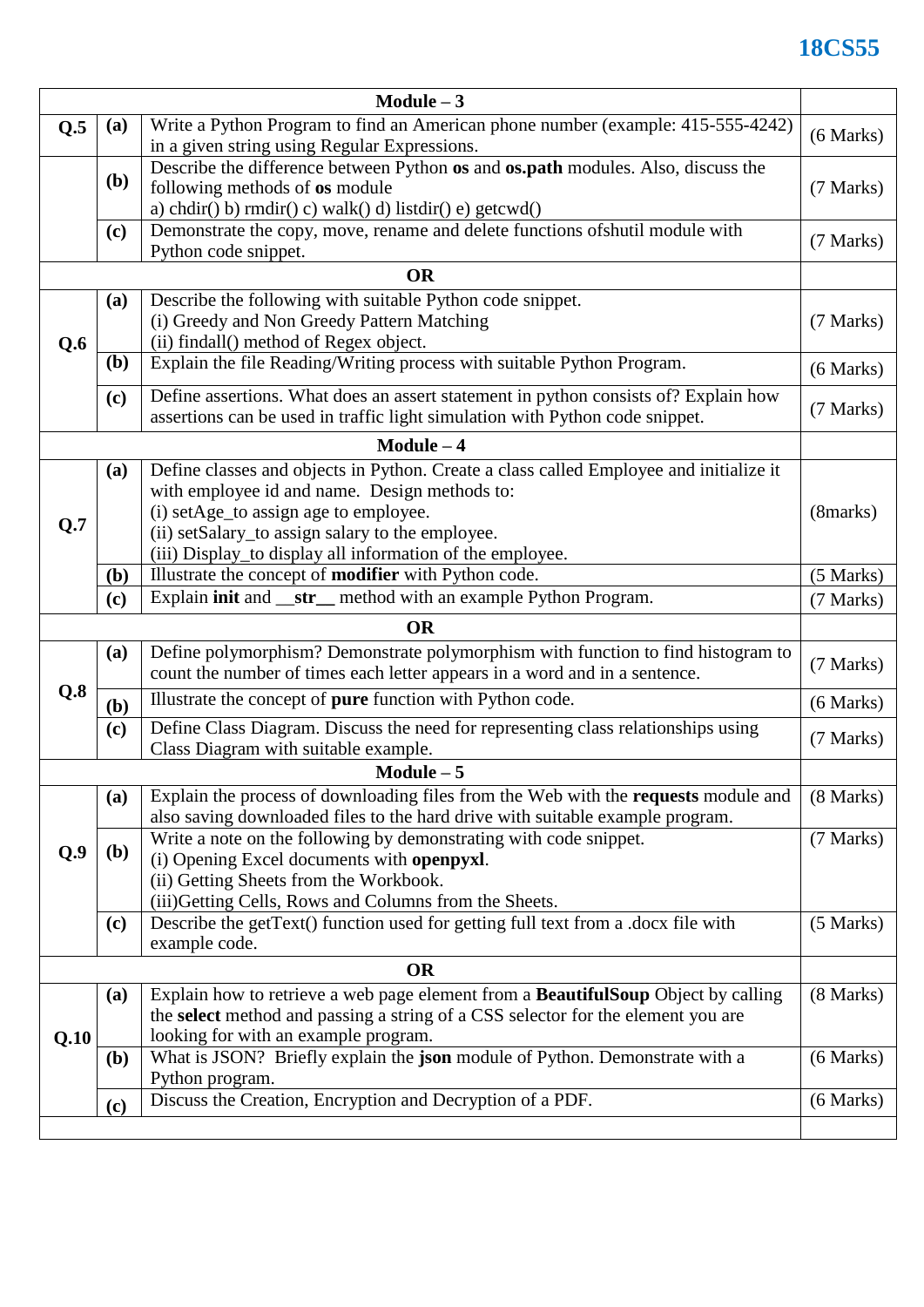| Module – 3 | | | |
|---|---|---|---|
| Q.5 | (a) | Write a Python Program to find an American phone number (example: 415-555-4242) in a given string using Regular Expressions. | (6 Marks) |
| | (b) | Describe the difference between Python **os** and **os.path** modules. Also, discuss the following methods of **os** module<br>a) chdir() b) rmdir() c) walk() d) listdir() e) getcwd() | (7 Marks) |
| | (c) | Demonstrate the copy, move, rename and delete functions ofshutil module with Python code snippet. | (7 Marks) |
| **OR** | | | |
| Q.6 | (a) | Describe the following with suitable Python code snippet.<br>(i) Greedy and Non Greedy Pattern Matching<br>(ii) findall() method of Regex object. | (7 Marks) |
| | (b) | Explain the file Reading/Writing process with suitable Python Program. | (6 Marks) |
| | (c) | Define assertions. What does an assert statement in python consists of? Explain how assertions can be used in traffic light simulation with Python code snippet. | (7 Marks) |
| **Module – 4** | | | |
| Q.7 | (a) | Define classes and objects in Python. Create a class called Employee and initialize it with employee id and name. Design methods to:<br>(i) setAge_to assign age to employee.<br>(ii) setSalary_to assign salary to the employee.<br>(iii) Display_to display all information of the employee. | (8marks) |
| | (b) | Illustrate the concept of **modifier** with Python code. | (5 Marks) |
| | (c) | Explain **init** and **__str__** method with an example Python Program. | (7 Marks) |
| **OR** | | | |
| Q.8 | (a) | Define polymorphism? Demonstrate polymorphism with function to find histogram to count the number of times each letter appears in a word and in a sentence. | (7 Marks) |
| | (b) | Illustrate the concept of **pure** function with Python code. | (6 Marks) |
| | (c) | Define Class Diagram. Discuss the need for representing class relationships using Class Diagram with suitable example. | (7 Marks) |
| **Module – 5** | | | |
| Q.9 | (a) | Explain the process of downloading files from the Web with the **requests** module and also saving downloaded files to the hard drive with suitable example program. | (8 Marks) |
| | (b) | Write a note on the following by demonstrating with code snippet.<br>(i) Opening Excel documents with **openpyxl**.<br>(ii) Getting Sheets from the Workbook.<br>(iii)Getting Cells, Rows and Columns from the Sheets. | (7 Marks) |
| | (c) | Describe the getText() function used for getting full text from a .docx file with example code. | (5 Marks) |
| **OR** | | | |
| Q.10 | (a) | Explain how to retrieve a web page element from a **BeautifulSoup** Object by calling the **select** method and passing a string of a CSS selector for the element you are looking for with an example program. | (8 Marks) |
| | (b) | What is JSON? Briefly explain the **json** module of Python. Demonstrate with a Python program. | (6 Marks) |
| | (c) | Discuss the Creation, Encryption and Decryption of a PDF. | (6 Marks) |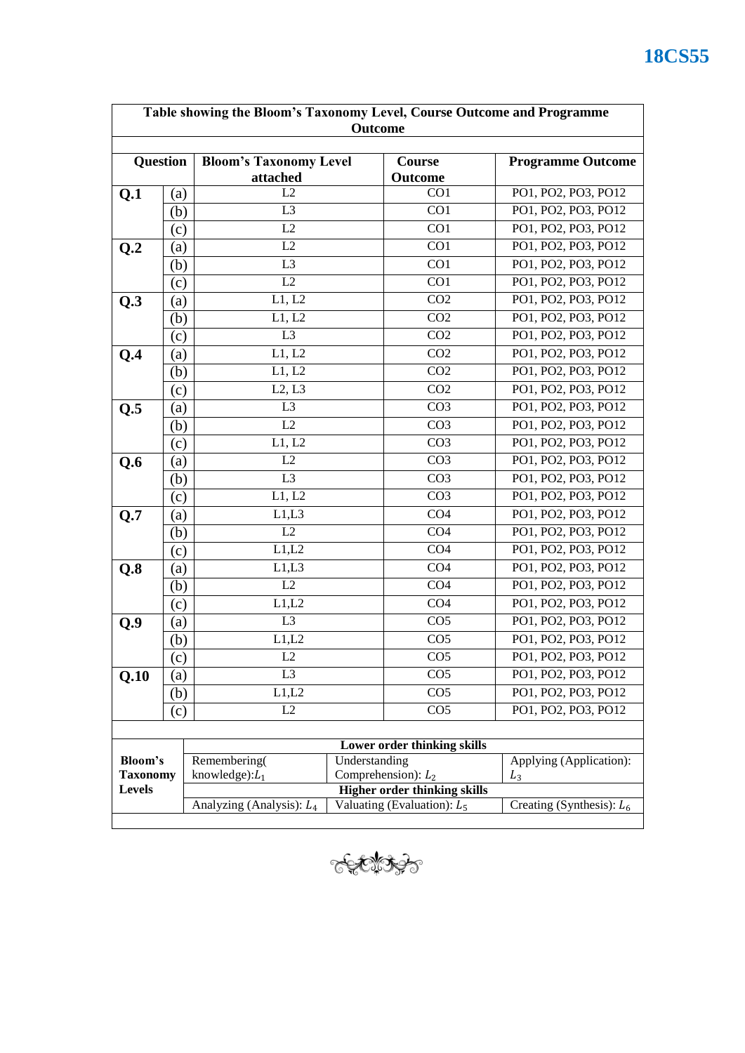**Table showing the Bloom's Taxonomy Level, Course Outcome and Programme Outcome**

| Question | | Bloom's Taxonomy Level attached | Course Outcome | Programme Outcome |
|---|---|---|---|---|
| **Q.1** | (a) | L2 | CO1 | PO1, PO2, PO3, PO12 |
| | (b) | L3 | CO1 | PO1, PO2, PO3, PO12 |
| | (c) | L2 | CO1 | PO1, PO2, PO3, PO12 |
| **Q.2** | (a) | L2 | CO1 | PO1, PO2, PO3, PO12 |
| | (b) | L3 | CO1 | PO1, PO2, PO3, PO12 |
| | (c) | L2 | CO1 | PO1, PO2, PO3, PO12 |
| **Q.3** | (a) | L1, L2 | CO2 | PO1, PO2, PO3, PO12 |
| | (b) | L1, L2 | CO2 | PO1, PO2, PO3, PO12 |
| | (c) | L3 | CO2 | PO1, PO2, PO3, PO12 |
| **Q.4** | (a) | L1, L2 | CO2 | PO1, PO2, PO3, PO12 |
| | (b) | L1, L2 | CO2 | PO1, PO2, PO3, PO12 |
| | (c) | L2, L3 | CO2 | PO1, PO2, PO3, PO12 |
| **Q.5** | (a) | L3 | CO3 | PO1, PO2, PO3, PO12 |
| | (b) | L2 | CO3 | PO1, PO2, PO3, PO12 |
| | (c) | L1, L2 | CO3 | PO1, PO2, PO3, PO12 |
| **Q.6** | (a) | L2 | CO3 | PO1, PO2, PO3, PO12 |
| | (b) | L3 | CO3 | PO1, PO2, PO3, PO12 |
| | (c) | L1, L2 | CO3 | PO1, PO2, PO3, PO12 |
| **Q.7** | (a) | L1,L3 | CO4 | PO1, PO2, PO3, PO12 |
| | (b) | L2 | CO4 | PO1, PO2, PO3, PO12 |
| | (c) | L1,L2 | CO4 | PO1, PO2, PO3, PO12 |
| **Q.8** | (a) | L1,L3 | CO4 | PO1, PO2, PO3, PO12 |
| | (b) | L2 | CO4 | PO1, PO2, PO3, PO12 |
| | (c) | L1,L2 | CO4 | PO1, PO2, PO3, PO12 |
| **Q.9** | (a) | L3 | CO5 | PO1, PO2, PO3, PO12 |
| | (b) | L1,L2 | CO5 | PO1, PO2, PO3, PO12 |
| | (c) | L2 | CO5 | PO1, PO2, PO3, PO12 |
| **Q.10** | (a) | L3 | CO5 | PO1, PO2, PO3, PO12 |
| | (b) | L1,L2 | CO5 | PO1, PO2, PO3, PO12 |
| | (c) | L2 | CO5 | PO1, PO2, PO3, PO12 |

| | | | |
|---|---|---|---|
| **Bloom's Taxonomy Levels** | **Lower order thinking skills** | | |
| | Remembering( knowledge): $L_1$ | Understanding Comprehension): $L_2$ | Applying (Application): $L_3$ |
| | **Higher order thinking skills** | | |
| | Analyzing (Analysis): $L_4$ | Valuating (Evaluation): $L_5$ | Creating (Synthesis): $L_6$ |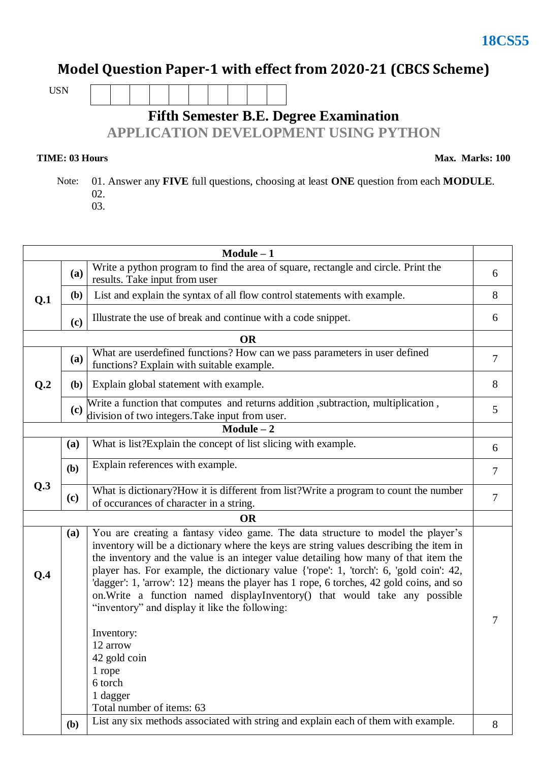**18CS55**

# Model Question Paper-1 with effect from 2020-21 (CBCS Scheme)

USN | | | | | | | | | | |

## Fifth Semester B.E. Degree Examination

## APPLICATION DEVELOPMENT USING PYTHON

**TIME: 03 Hours** **Max. Marks: 100**

Note: 01. Answer any **FIVE** full questions, choosing at least **ONE** question from each **MODULE**.
02.
03.

| | | **Module – 1** | |
|---|---|---|---|
| **Q.1** | **(a)** | Write a python program to find the area of square, rectangle and circle. Print the results. Take input from user | 6 |
| | **(b)** | List and explain the syntax of all flow control statements with example. | 8 |
| | **(c)** | Illustrate the use of break and continue with a code snippet. | 6 |
| | | **OR** | |
| **Q.2** | **(a)** | What are userdefined functions? How can we pass parameters in user defined functions? Explain with suitable example. | 7 |
| | **(b)** | Explain global statement with example. | 8 |
| | **(c)** | Write a function that computes and returns addition ,subtraction, multiplication , division of two integers.Take input from user. | 5 |
| | | **Module – 2** | |
| **Q.3** | **(a)** | What is list?Explain the concept of list slicing with example. | 6 |
| | **(b)** | Explain references with example. | 7 |
| | **(c)** | What is dictionary?How it is different from list?Write a program to count the number of occurances of character in a string. | 7 |
| | | **OR** | |
| **Q.4** | **(a)** | You are creating a fantasy video game. The data structure to model the player's inventory will be a dictionary where the keys are string values describing the item in the inventory and the value is an integer value detailing how many of that item the player has. For example, the dictionary value {'rope': 1, 'torch': 6, 'gold coin': 42, 'dagger': 1, 'arrow': 12} means the player has 1 rope, 6 torches, 42 gold coins, and so on.Write a function named displayInventory() that would take any possible "inventory" and display it like the following:<br><br>Inventory:<br>12 arrow<br>42 gold coin<br>1 rope<br>6 torch<br>1 dagger<br>Total number of items: 63 | 7 |
| | **(b)** | List any six methods associated with string and explain each of them with example. | 8 |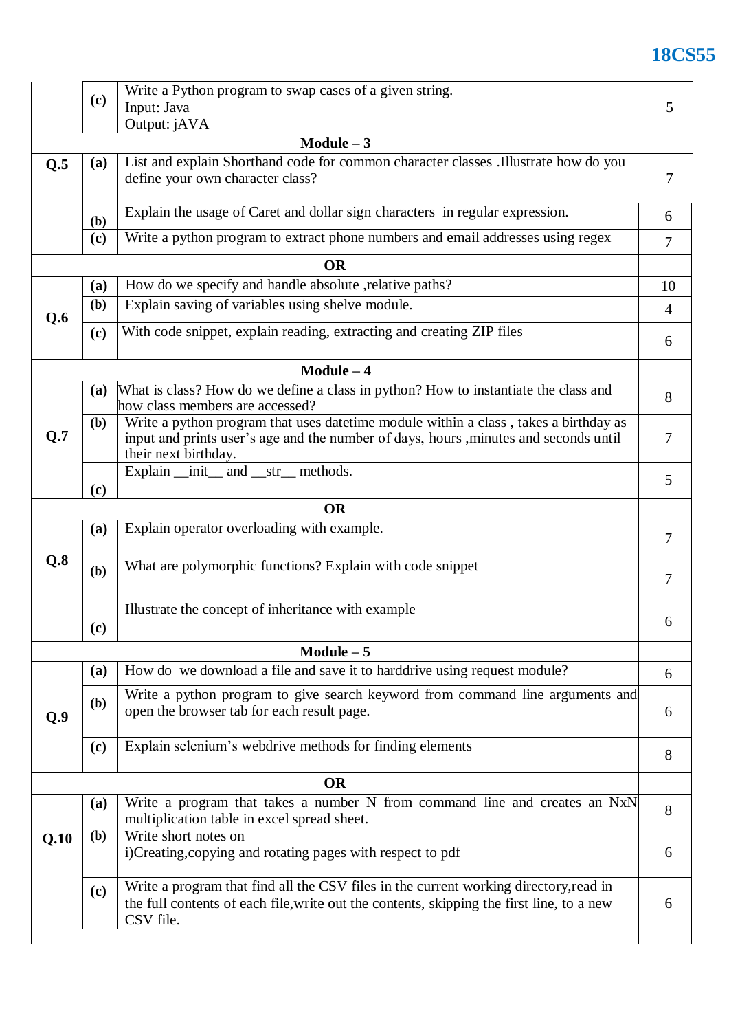| | | | |
|---|---|---|---|
| | (c) | Write a Python program to swap cases of a given string.<br>Input: Java<br>Output: jAVA | 5 |
| | | **Module – 3** | |
| **Q.5** | (a) | List and explain Shorthand code for common character classes .Illustrate how do you define your own character class? | 7 |
| | (b) | Explain the usage of Caret and dollar sign characters in regular expression. | 6 |
| | (c) | Write a python program to extract phone numbers and email addresses using regex | 7 |
| | | **OR** | |
| **Q.6** | (a) | How do we specify and handle absolute ,relative paths? | 10 |
| | (b) | Explain saving of variables using shelve module. | 4 |
| | (c) | With code snippet, explain reading, extracting and creating ZIP files | 6 |
| | | **Module – 4** | |
| **Q.7** | (a) | What is class? How do we define a class in python? How to instantiate the class and how class members are accessed? | 8 |
| | (b) | Write a python program that uses datetime module within a class , takes a birthday as input and prints user's age and the number of days, hours ,minutes and seconds until their next birthday. | 7 |
| | (c) | Explain __init__ and __str__ methods. | 5 |
| | | **OR** | |
| **Q.8** | (a) | Explain operator overloading with example. | 7 |
| | (b) | What are polymorphic functions? Explain with code snippet | 7 |
| | (c) | Illustrate the concept of inheritance with example | 6 |
| | | **Module – 5** | |
| **Q.9** | (a) | How do we download a file and save it to harddrive using request module? | 6 |
| | (b) | Write a python program to give search keyword from command line arguments and open the browser tab for each result page. | 6 |
| | (c) | Explain selenium's webdrive methods for finding elements | 8 |
| | | **OR** | |
| **Q.10** | (a) | Write a program that takes a number N from command line and creates an NxN multiplication table in excel spread sheet. | 8 |
| | (b) | Write short notes on<br>i)Creating,copying and rotating pages with respect to pdf | 6 |
| | (c) | Write a program that find all the CSV files in the current working directory,read in the full contents of each file,write out the contents, skipping the first line, to a new CSV file. | 6 |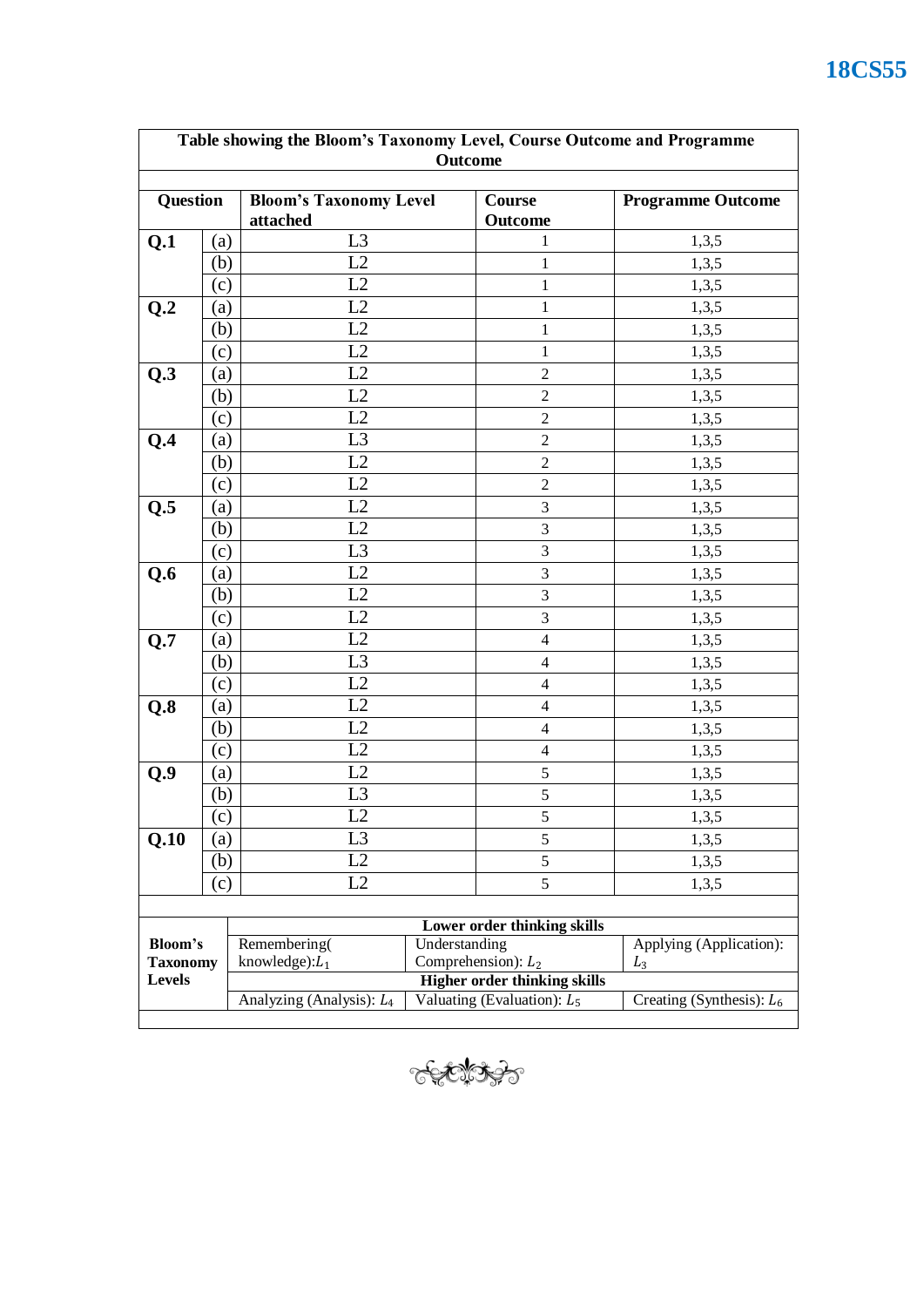**Table showing the Bloom's Taxonomy Level, Course Outcome and Programme Outcome**

| Question | | Bloom's Taxonomy Level attached | Course Outcome | Programme Outcome |
|---|---|---|---|---|
| **Q.1** | (a) | L3 | 1 | 1,3,5 |
| | (b) | L2 | 1 | 1,3,5 |
| | (c) | L2 | 1 | 1,3,5 |
| **Q.2** | (a) | L2 | 1 | 1,3,5 |
| | (b) | L2 | 1 | 1,3,5 |
| | (c) | L2 | 1 | 1,3,5 |
| **Q.3** | (a) | L2 | 2 | 1,3,5 |
| | (b) | L2 | 2 | 1,3,5 |
| | (c) | L2 | 2 | 1,3,5 |
| **Q.4** | (a) | L3 | 2 | 1,3,5 |
| | (b) | L2 | 2 | 1,3,5 |
| | (c) | L2 | 2 | 1,3,5 |
| **Q.5** | (a) | L2 | 3 | 1,3,5 |
| | (b) | L2 | 3 | 1,3,5 |
| | (c) | L3 | 3 | 1,3,5 |
| **Q.6** | (a) | L2 | 3 | 1,3,5 |
| | (b) | L2 | 3 | 1,3,5 |
| | (c) | L2 | 3 | 1,3,5 |
| **Q.7** | (a) | L2 | 4 | 1,3,5 |
| | (b) | L3 | 4 | 1,3,5 |
| | (c) | L2 | 4 | 1,3,5 |
| **Q.8** | (a) | L2 | 4 | 1,3,5 |
| | (b) | L2 | 4 | 1,3,5 |
| | (c) | L2 | 4 | 1,3,5 |
| **Q.9** | (a) | L2 | 5 | 1,3,5 |
| | (b) | L3 | 5 | 1,3,5 |
| | (c) | L2 | 5 | 1,3,5 |
| **Q.10** | (a) | L3 | 5 | 1,3,5 |
| | (b) | L2 | 5 | 1,3,5 |
| | (c) | L2 | 5 | 1,3,5 |

| | | | |
|---|---|---|---|
| **Bloom's Taxonomy Levels** | **Lower order thinking skills** | | |
| | Remembering( knowledge): $L_1$ | Understanding Comprehension): $L_2$ | Applying (Application): $L_3$ |
| | **Higher order thinking skills** | | |
| | Analyzing (Analysis): $L_4$ | Valuating (Evaluation): $L_5$ | Creating (Synthesis): $L_6$ |